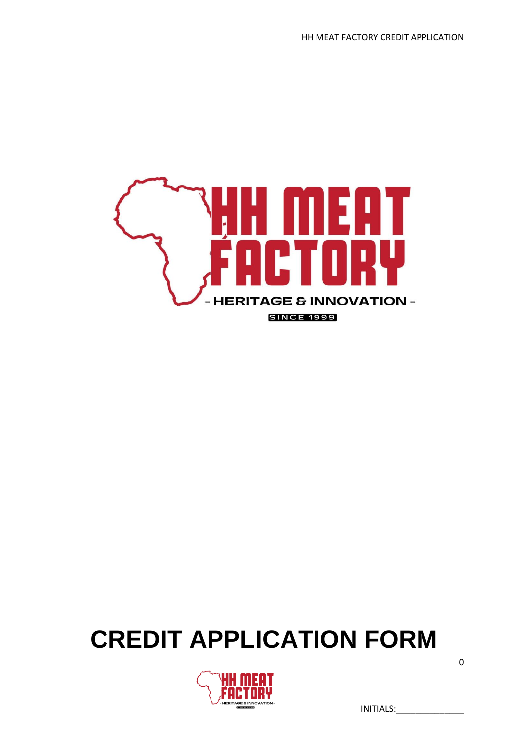HH MEAT FACTORY

- HERITAGE & INNOVATION -

SINCE 1999

# CREDIT APPLICATION FORM

INITIALS:_______________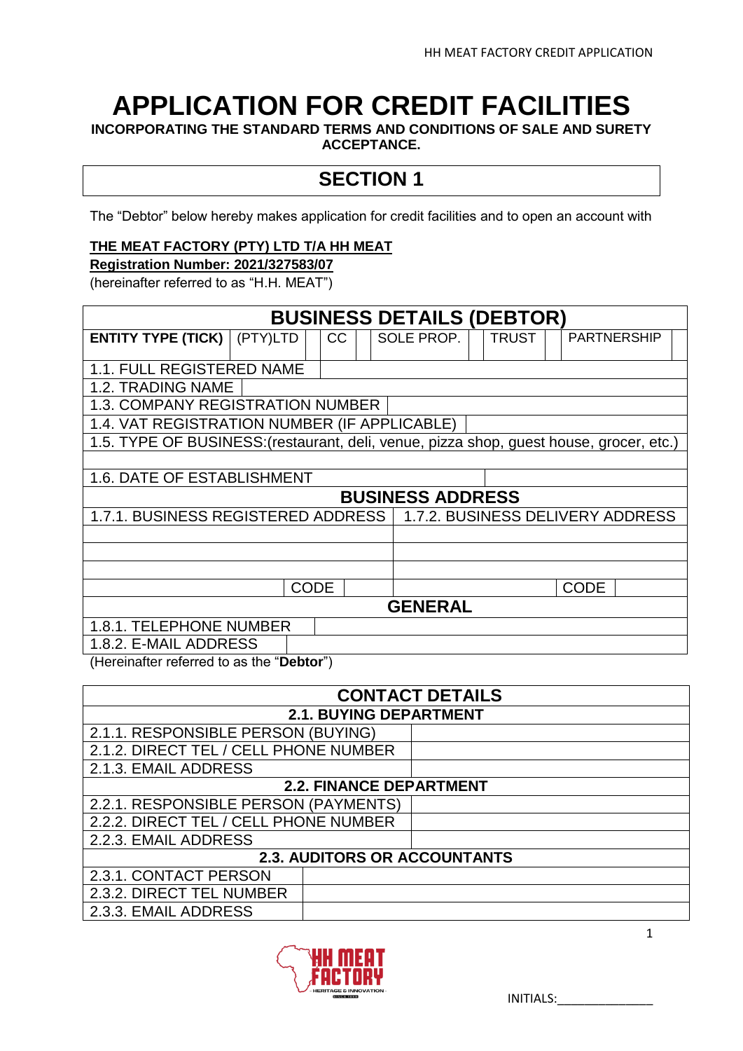# APPLICATION FOR CREDIT FACILITIES

**INCORPORATING THE STANDARD TERMS AND CONDITIONS OF SALE AND SURETY ACCEPTANCE.**

## SECTION 1

The "Debtor" below hereby makes application for credit facilities and to open an account with

**THE MEAT FACTORY (PTY) LTD T/A HH MEAT**
**Registration Number: 2021/327583/07**
(hereinafter referred to as "H.H. MEAT")

| BUSINESS DETAILS (DEBTOR) | | | | | | | | | | |
|---|---|---|---|---|---|---|---|---|---|---|
| **ENTITY TYPE (TICK)** | (PTY)LTD | | CC | | SOLE PROP. | | TRUST | | PARTNERSHIP | |
| 1.1. FULL REGISTERED NAME | | | | | | | | | | |
| 1.2. TRADING NAME | | | | | | | | | | |
| 1.3. COMPANY REGISTRATION NUMBER | | | | | | | | | | |
| 1.4. VAT REGISTRATION NUMBER (IF APPLICABLE) | | | | | | | | | | |
| 1.5. TYPE OF BUSINESS:(restaurant, deli, venue, pizza shop, guest house, grocer, etc.) | | | | | | | | | | |
| | | | | | | | | | | |
| 1.6. DATE OF ESTABLISHMENT | | | | | | | | | | |

| BUSINESS ADDRESS | | | |
|---|---|---|---|
| 1.7.1. BUSINESS REGISTERED ADDRESS | | 1.7.2. BUSINESS DELIVERY ADDRESS | |
| | | | |
| | | | |
| | | | |
| CODE | | CODE | |

| GENERAL | |
|---|---|
| 1.8.1. TELEPHONE NUMBER | |
| 1.8.2. E-MAIL ADDRESS | |

(Hereinafter referred to as the "**Debtor**")

| CONTACT DETAILS | |
|---|---|
| **2.1. BUYING DEPARTMENT** | |
| 2.1.1. RESPONSIBLE PERSON (BUYING) | |
| 2.1.2. DIRECT TEL / CELL PHONE NUMBER | |
| 2.1.3. EMAIL ADDRESS | |
| **2.2. FINANCE DEPARTMENT** | |
| 2.2.1. RESPONSIBLE PERSON (PAYMENTS) | |
| 2.2.2. DIRECT TEL / CELL PHONE NUMBER | |
| 2.2.3. EMAIL ADDRESS | |
| **2.3. AUDITORS OR ACCOUNTANTS** | |
| 2.3.1. CONTACT PERSON | |
| 2.3.2. DIRECT TEL NUMBER | |
| 2.3.3. EMAIL ADDRESS | |

INITIALS:______________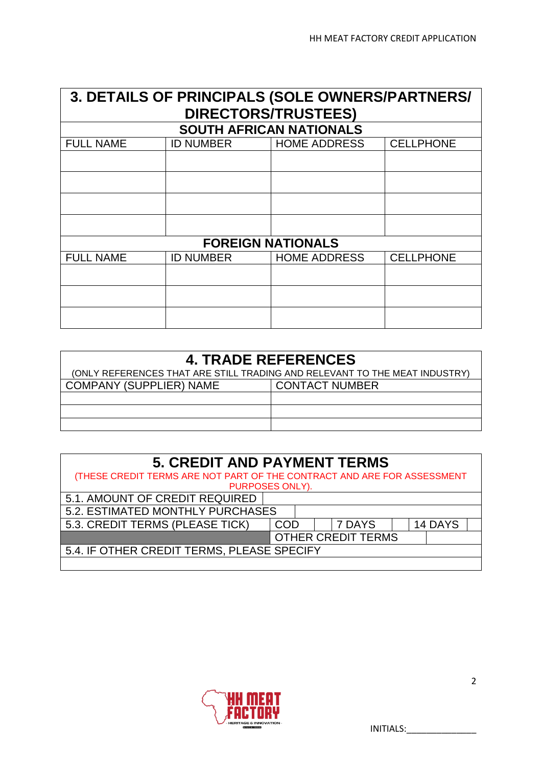## 3. DETAILS OF PRINCIPALS (SOLE OWNERS/PARTNERS/ DIRECTORS/TRUSTEES)

**SOUTH AFRICAN NATIONALS**

| FULL NAME | ID NUMBER | HOME ADDRESS | CELLPHONE |
|---|---|---|---|
| | | | |
| | | | |
| | | | |
| | | | |

**FOREIGN NATIONALS**

| FULL NAME | ID NUMBER | HOME ADDRESS | CELLPHONE |
|---|---|---|---|
| | | | |
| | | | |
| | | | |

## 4. TRADE REFERENCES

(ONLY REFERENCES THAT ARE STILL TRADING AND RELEVANT TO THE MEAT INDUSTRY)

| COMPANY (SUPPLIER) NAME | CONTACT NUMBER |
|---|---|
| | |
| | |
| | |

## 5. CREDIT AND PAYMENT TERMS

(THESE CREDIT TERMS ARE NOT PART OF THE CONTRACT AND ARE FOR ASSESSMENT PURPOSES ONLY).

| | | | | | | |
|---|---|---|---|---|---|---|
| 5.1. AMOUNT OF CREDIT REQUIRED | | | | | | |
| 5.2. ESTIMATED MONTHLY PURCHASES | | | | | | |
| 5.3. CREDIT TERMS (PLEASE TICK) | COD | | 7 DAYS | | 14 DAYS | |
| | OTHER CREDIT TERMS | | | | | |
| 5.4. IF OTHER CREDIT TERMS, PLEASE SPECIFY | | | | | | |
| | | | | | | |

INITIALS:______________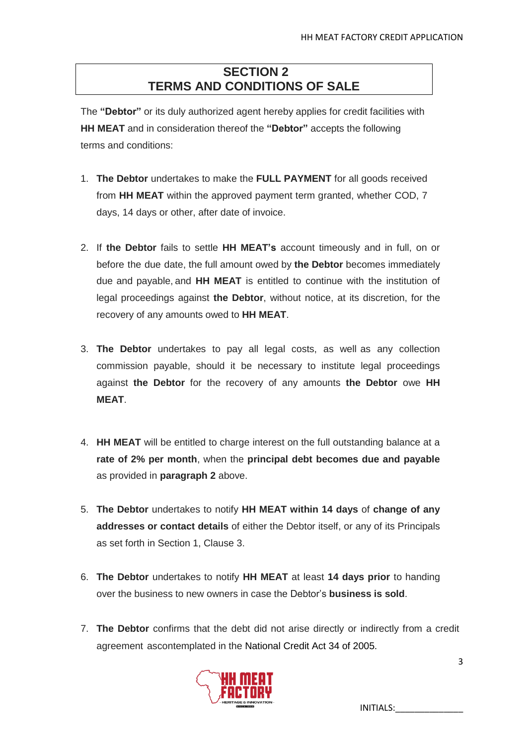## SECTION 2
## TERMS AND CONDITIONS OF SALE

The **"Debtor"** or its duly authorized agent hereby applies for credit facilities with **HH MEAT** and in consideration thereof the **"Debtor"** accepts the following terms and conditions:

1. **The Debtor** undertakes to make the **FULL PAYMENT** for all goods received from **HH MEAT** within the approved payment term granted, whether COD, 7 days, 14 days or other, after date of invoice.

2. If **the Debtor** fails to settle **HH MEAT's** account timeously and in full, on or before the due date, the full amount owed by **the Debtor** becomes immediately due and payable, and **HH MEAT** is entitled to continue with the institution of legal proceedings against **the Debtor**, without notice, at its discretion, for the recovery of any amounts owed to **HH MEAT**.

3. **The Debtor** undertakes to pay all legal costs, as well as any collection commission payable, should it be necessary to institute legal proceedings against **the Debtor** for the recovery of any amounts **the Debtor** owe **HH MEAT**.

4. **HH MEAT** will be entitled to charge interest on the full outstanding balance at a **rate of 2% per month**, when the **principal debt becomes due and payable** as provided in **paragraph 2** above.

5. **The Debtor** undertakes to notify **HH MEAT within 14 days** of **change of any addresses or contact details** of either the Debtor itself, or any of its Principals as set forth in Section 1, Clause 3.

6. **The Debtor** undertakes to notify **HH MEAT** at least **14 days prior** to handing over the business to new owners in case the Debtor's **business is sold**.

7. **The Debtor** confirms that the debt did not arise directly or indirectly from a credit agreement ascontemplated in the National Credit Act 34 of 2005.

INITIALS:______________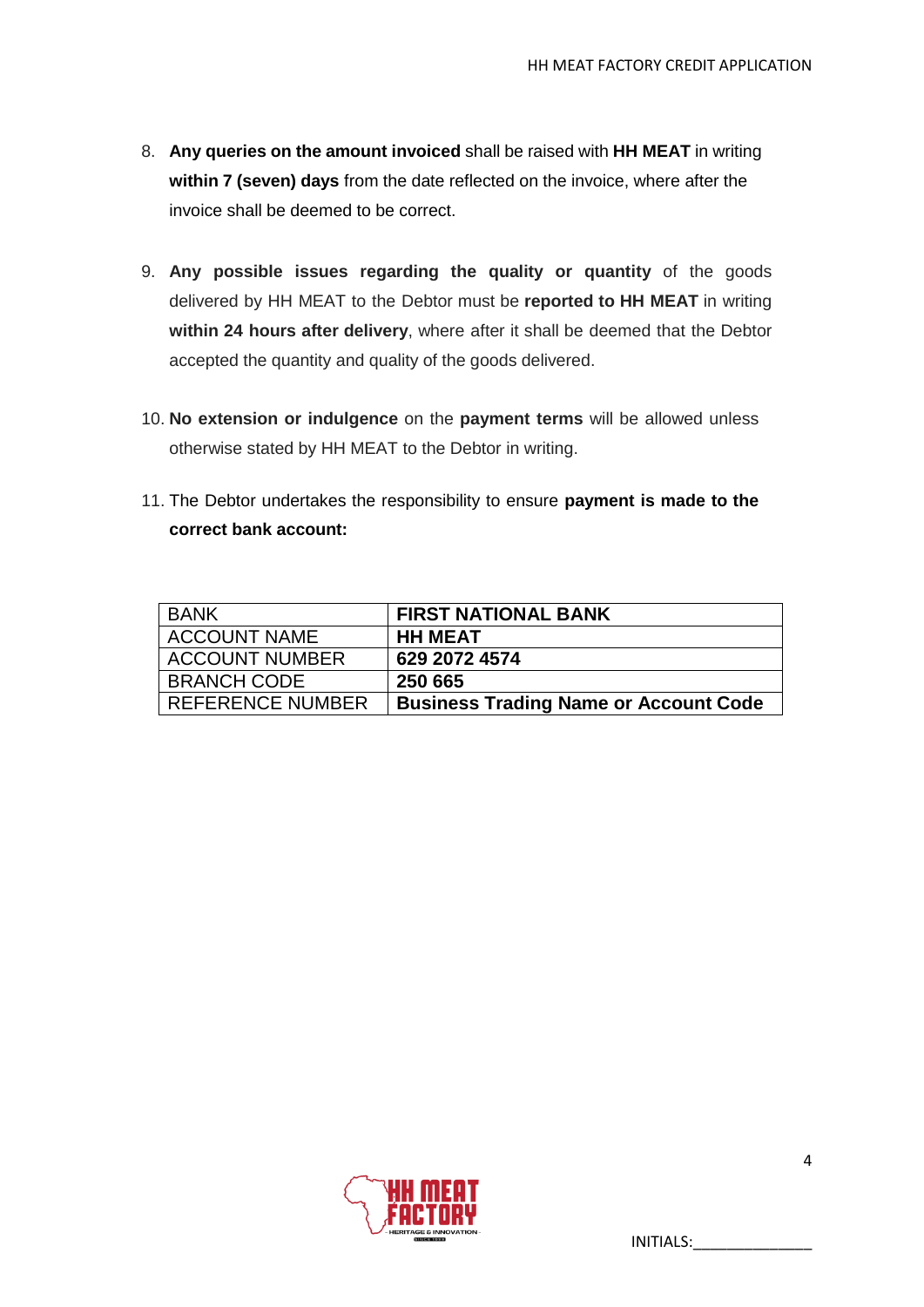8. **Any queries on the amount invoiced** shall be raised with **HH MEAT** in writing **within 7 (seven) days** from the date reflected on the invoice, where after the invoice shall be deemed to be correct.

9. **Any possible issues regarding the quality or quantity** of the goods delivered by HH MEAT to the Debtor must be **reported to HH MEAT** in writing **within 24 hours after delivery**, where after it shall be deemed that the Debtor accepted the quantity and quality of the goods delivered.

10. **No extension or indulgence** on the **payment terms** will be allowed unless otherwise stated by HH MEAT to the Debtor in writing.

11. The Debtor undertakes the responsibility to ensure **payment is made to the correct bank account:**

| BANK | **FIRST NATIONAL BANK** |
|---|---|
| ACCOUNT NAME | **HH MEAT** |
| ACCOUNT NUMBER | **629 2072 4574** |
| BRANCH CODE | **250 665** |
| REFERENCE NUMBER | **Business Trading Name or Account Code** |

INITIALS:______________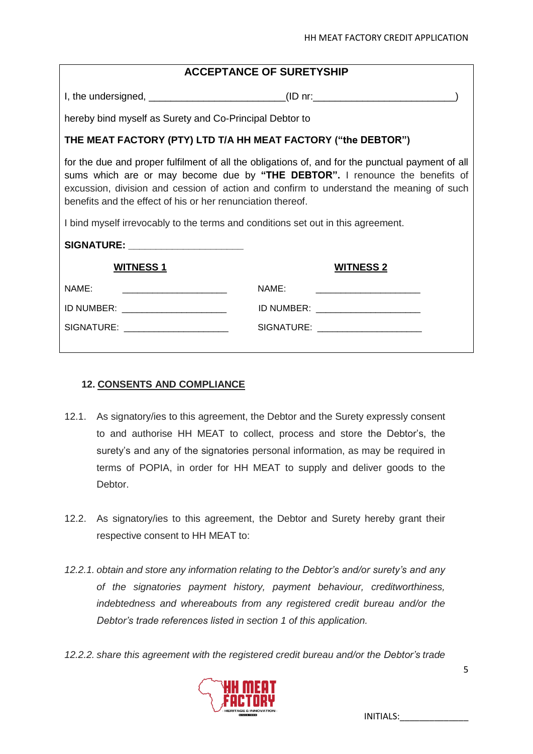## ACCEPTANCE OF SURETYSHIP

I, the undersigned, ________________________(ID nr:__________________________)

hereby bind myself as Surety and Co-Principal Debtor to

**THE MEAT FACTORY (PTY) LTD T/A HH MEAT FACTORY ("the DEBTOR")**

for the due and proper fulfilment of all the obligations of, and for the punctual payment of all sums which are or may become due by **"THE DEBTOR".** I renounce the benefits of excussion, division and cession of action and confirm to understand the meaning of such benefits and the effect of his or her renunciation thereof.

I bind myself irrevocably to the terms and conditions set out in this agreement.

**SIGNATURE:** ____________________

| **WITNESS 1** | **WITNESS 2** |
|---|---|
| NAME: ____________________ | NAME: ____________________ |
| ID NUMBER: ____________________ | ID NUMBER: ____________________ |
| SIGNATURE: ____________________ | SIGNATURE: ____________________ |

### 12. CONSENTS AND COMPLIANCE

12.1. As signatory/ies to this agreement, the Debtor and the Surety expressly consent to and authorise HH MEAT to collect, process and store the Debtor's, the surety's and any of the signatories personal information, as may be required in terms of POPIA, in order for HH MEAT to supply and deliver goods to the Debtor.

12.2. As signatory/ies to this agreement, the Debtor and Surety hereby grant their respective consent to HH MEAT to:

*12.2.1. obtain and store any information relating to the Debtor's and/or surety's and any of the signatories payment history, payment behaviour, creditworthiness, indebtedness and whereabouts from any registered credit bureau and/or the Debtor's trade references listed in section 1 of this application.*

*12.2.2. share this agreement with the registered credit bureau and/or the Debtor's trade*

INITIALS:______________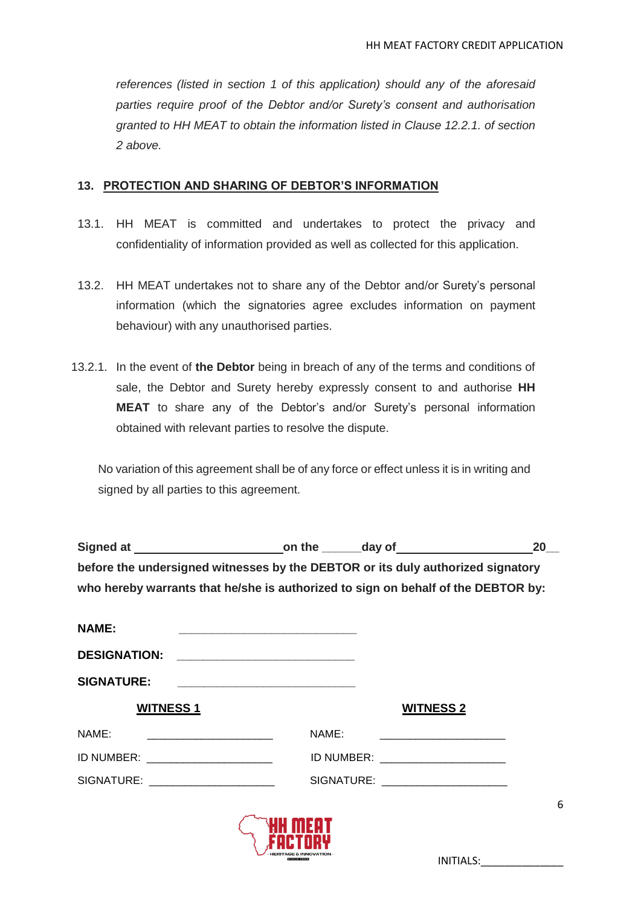*references (listed in section 1 of this application) should any of the aforesaid parties require proof of the Debtor and/or Surety's consent and authorisation granted to HH MEAT to obtain the information listed in Clause 12.2.1. of section 2 above.*

## 13. PROTECTION AND SHARING OF DEBTOR'S INFORMATION

13.1. HH MEAT is committed and undertakes to protect the privacy and confidentiality of information provided as well as collected for this application.

13.2. HH MEAT undertakes not to share any of the Debtor and/or Surety's personal information (which the signatories agree excludes information on payment behaviour) with any unauthorised parties.

13.2.1. In the event of **the Debtor** being in breach of any of the terms and conditions of sale, the Debtor and Surety hereby expressly consent to and authorise **HH MEAT** to share any of the Debtor's and/or Surety's personal information obtained with relevant parties to resolve the dispute.

No variation of this agreement shall be of any force or effect unless it is in writing and signed by all parties to this agreement.

**Signed at ______________________ on the ______ day of ____________________ 20__ before the undersigned witnesses by the DEBTOR or its duly authorized signatory who hereby warrants that he/she is authorized to sign on behalf of the DEBTOR by:**

**NAME:** ___________________________

**DESIGNATION:** ___________________________

**SIGNATURE:** ___________________________

| **WITNESS 1** | **WITNESS 2** |
|---|---|
| NAME: ____________________ | NAME: ____________________ |
| ID NUMBER: ____________________ | ID NUMBER: ____________________ |
| SIGNATURE: ____________________ | SIGNATURE: ____________________ |

INITIALS:______________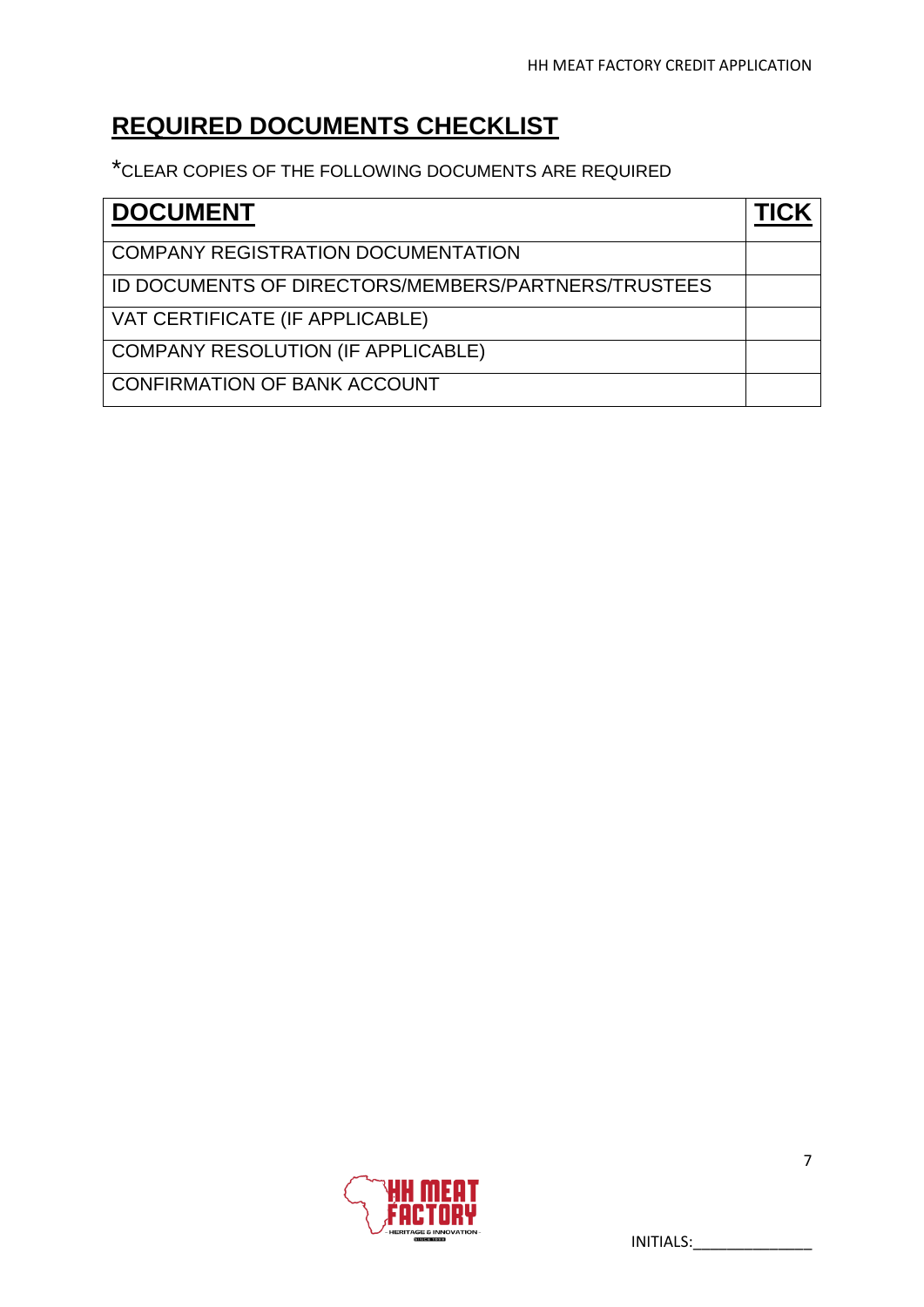## REQUIRED DOCUMENTS CHECKLIST

*CLEAR COPIES OF THE FOLLOWING DOCUMENTS ARE REQUIRED

| **DOCUMENT** | **TICK** |
|---|---|
| COMPANY REGISTRATION DOCUMENTATION | |
| ID DOCUMENTS OF DIRECTORS/MEMBERS/PARTNERS/TRUSTEES | |
| VAT CERTIFICATE (IF APPLICABLE) | |
| COMPANY RESOLUTION (IF APPLICABLE) | |
| CONFIRMATION OF BANK ACCOUNT | |

INITIALS:_______________